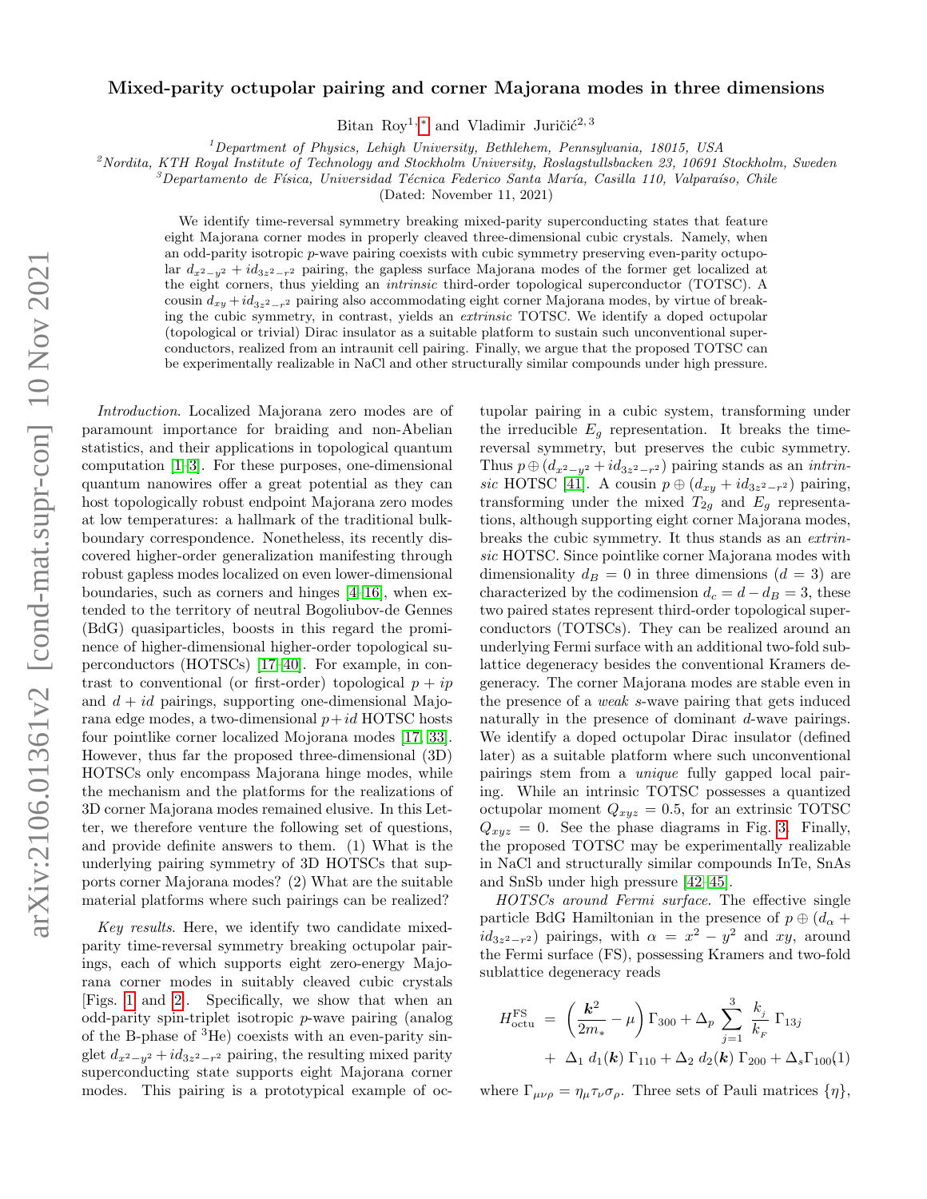# Mixed-parity octupolar pairing and corner Majorana modes in three dimensions

Bitan Roy[1,*] and Vladimir Juričić[2,3]

[1]Department of Physics, Lehigh University, Bethlehem, Pennsylvania, 18015, USA
[2]Nordita, KTH Royal Institute of Technology and Stockholm University, Roslagstullsbacken 23, 10691 Stockholm, Sweden
[3]Departamento de Física, Universidad Técnica Federico Santa María, Casilla 110, Valparaíso, Chile

(Dated: November 11, 2021)

We identify time-reversal symmetry breaking mixed-parity superconducting states that feature eight Majorana corner modes in properly cleaved three-dimensional cubic crystals. Namely, when an odd-parity isotropic $p$-wave pairing coexists with cubic symmetry preserving even-parity octupolar $d_{x^2-y^2}+id_{3z^2-r^2}$ pairing, the gapless surface Majorana modes of the former get localized at the eight corners, thus yielding an *intrinsic* third-order topological superconductor (TOTSC). A cousin $d_{xy}+id_{3z^2-r^2}$ pairing also accommodating eight corner Majorana modes, by virtue of breaking the cubic symmetry, in contrast, yields an *extrinsic* TOTSC. We identify a doped octupolar (topological or trivial) Dirac insulator as a suitable platform to sustain such unconventional superconductors, realized from an intraunit cell pairing. Finally, we argue that the proposed TOTSC can be experimentally realizable in NaCl and other structurally similar compounds under high pressure.

*Introduction*. Localized Majorana zero modes are of paramount importance for braiding and non-Abelian statistics, and their applications in topological quantum computation [1–3]. For these purposes, one-dimensional quantum nanowires offer a great potential as they can host topologically robust endpoint Majorana zero modes at low temperatures: a hallmark of the traditional bulk-boundary correspondence. Nonetheless, its recently discovered higher-order generalization manifesting through robust gapless modes localized on even lower-dimensional boundaries, such as corners and hinges [4–16], when extended to the territory of neutral Bogoliubov-de Gennes (BdG) quasiparticles, boosts in this regard the prominence of higher-dimensional higher-order topological superconductors (HOTSCs) [17–40]. For example, in contrast to conventional (or first-order) topological $p+ip$ and $d+id$ pairings, supporting one-dimensional Majorana edge modes, a two-dimensional $p+id$ HOTSC hosts four pointlike corner localized Mojorana modes [17, 33]. However, thus far the proposed three-dimensional (3D) HOTSCs only encompass Majorana hinge modes, while the mechanism and the platforms for the realizations of 3D corner Majorana modes remained elusive. In this Letter, we therefore venture the following set of questions, and provide definite answers to them. (1) What is the underlying pairing symmetry of 3D HOTSCs that supports corner Majorana modes? (2) What are the suitable material platforms where such pairings can be realized?

*Key results*. Here, we identify two candidate mixed-parity time-reversal symmetry breaking octupolar pairings, each of which supports eight zero-energy Majorana corner modes in suitably cleaved cubic crystals [Figs. 1 and 2]. Specifically, we show that when an odd-parity spin-triplet isotropic $p$-wave pairing (analog of the B-phase of $^3$He) coexists with an even-parity singlet $d_{x^2-y^2}+id_{3z^2-r^2}$ pairing, the resulting mixed parity superconducting state supports eight Majorana corner modes. This pairing is a prototypical example of octupolar pairing in a cubic system, transforming under the irreducible $E_g$ representation. It breaks the time-reversal symmetry, but preserves the cubic symmetry. Thus $p\oplus(d_{x^2-y^2}+id_{3z^2-r^2})$ pairing stands as an *intrinsic* HOTSC [41]. A cousin $p\oplus(d_{xy}+id_{3z^2-r^2})$ pairing, transforming under the mixed $T_{2g}$ and $E_g$ representations, although supporting eight corner Majorana modes, breaks the cubic symmetry. It thus stands as an *extrinsic* HOTSC. Since pointlike corner Majorana modes with dimensionality $d_B=0$ in three dimensions ($d=3$) are characterized by the codimension $d_c=d-d_B=3$, these two paired states represent third-order topological superconductors (TOTSCs). They can be realized around an underlying Fermi surface with an additional two-fold sublattice degeneracy besides the conventional Kramers degeneracy. The corner Majorana modes are stable even in the presence of a *weak* $s$-wave pairing that gets induced naturally in the presence of dominant $d$-wave pairings. We identify a doped octupolar Dirac insulator (defined later) as a suitable platform where such unconventional pairings stem from a *unique* fully gapped local pairing. While an intrinsic TOTSC possesses a quantized octupolar moment $Q_{xyz}=0.5$, for an extrinsic TOTSC $Q_{xyz}=0$. See the phase diagrams in Fig. 3. Finally, the proposed TOTSC may be experimentally realizable in NaCl and structurally similar compounds InTe, SnAs and SnSb under high pressure [42–45].

*HOTSCs around Fermi surface*. The effective single particle BdG Hamiltonian in the presence of $p\oplus(d_\alpha + id_{3z^2-r^2})$ pairings, with $\alpha=x^2-y^2$ and $xy$, around the Fermi surface (FS), possessing Kramers and two-fold sublattice degeneracy reads

$$
\begin{aligned}
H^{\rm FS}_{\rm octu} \; = \; & \left(\frac{\boldsymbol{k}^2}{2m_*}-\mu\right)\Gamma_{300}+\Delta_p \sum_{j=1}^{3} \frac{k_j}{k_F}\,\Gamma_{13j} \\
& + \; \Delta_1\, d_1(\boldsymbol{k})\,\Gamma_{110}+\Delta_2\, d_2(\boldsymbol{k})\,\Gamma_{200}+\Delta_s\Gamma_{100}, \quad (1)
\end{aligned}
$$

where $\Gamma_{\mu\nu\rho}=\eta_\mu\tau_\nu\sigma_\rho$. Three sets of Pauli matrices $\{\eta\}$,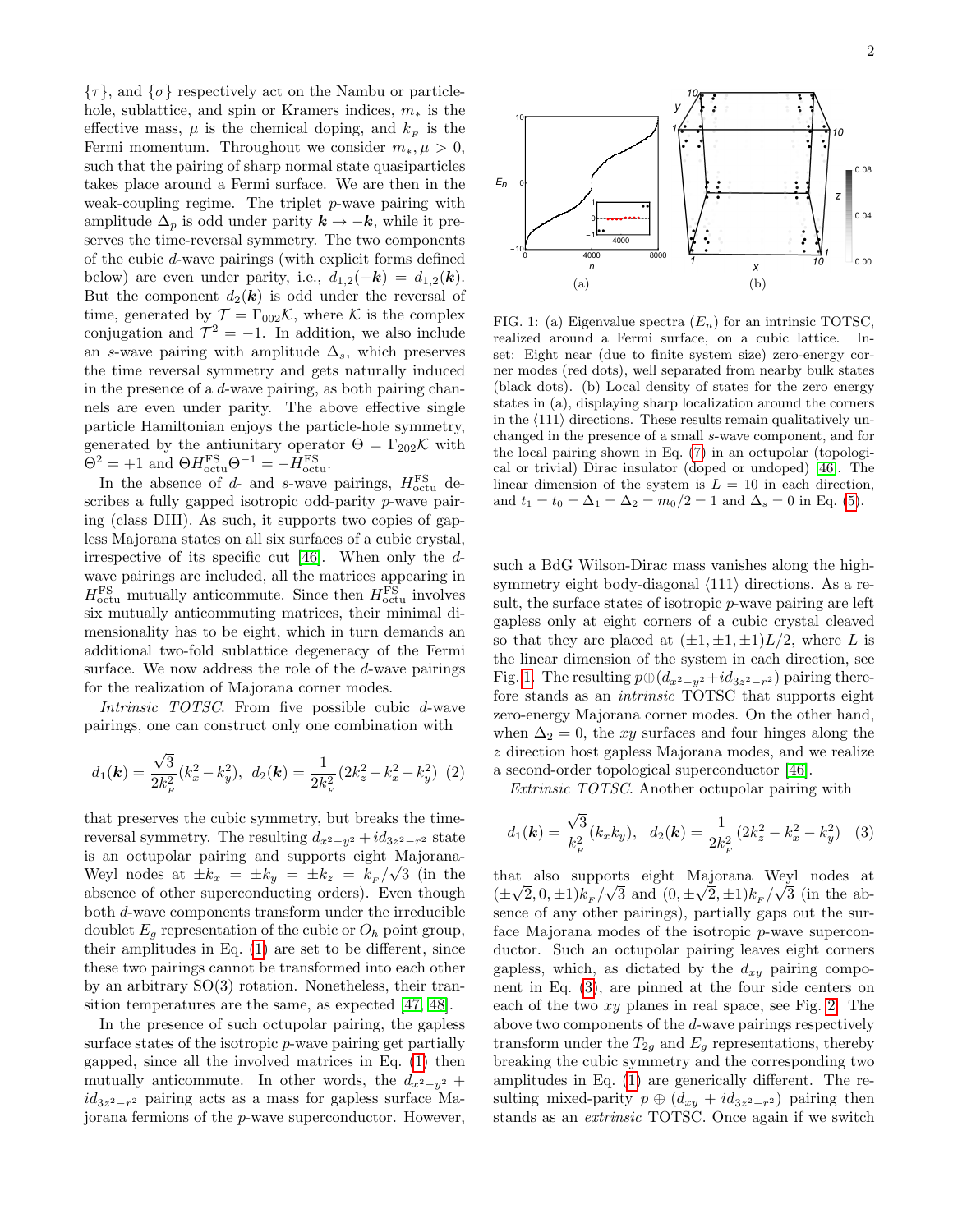$\{\tau\}$, and $\{\sigma\}$ respectively act on the Nambu or particle-hole, sublattice, and spin or Kramers indices, $m_*$ is the effective mass, $\mu$ is the chemical doping, and $k_F$ is the Fermi momentum. Throughout we consider $m_*, \mu > 0$, such that the pairing of sharp normal state quasiparticles takes place around a Fermi surface. We are then in the weak-coupling regime. The triplet $p$-wave pairing with amplitude $\Delta_p$ is odd under parity $\boldsymbol{k} \to -\boldsymbol{k}$, while it preserves the time-reversal symmetry. The two components of the cubic $d$-wave pairings (with explicit forms defined below) are even under parity, i.e., $d_{1,2}(-\boldsymbol{k}) = d_{1,2}(\boldsymbol{k})$. But the component $d_2(\boldsymbol{k})$ is odd under the reversal of time, generated by $\mathcal{T} = \Gamma_{002}\mathcal{K}$, where $\mathcal{K}$ is the complex conjugation and $\mathcal{T}^2 = -1$. In addition, we also include an $s$-wave pairing with amplitude $\Delta_s$, which preserves the time reversal symmetry and gets naturally induced in the presence of a $d$-wave pairing, as both pairing channels are even under parity. The above effective single particle Hamiltonian enjoys the particle-hole symmetry, generated by the antiunitary operator $\Theta = \Gamma_{202}\mathcal{K}$ with $\Theta^2 = +1$ and $\Theta H^{\rm FS}_{\rm octu}\Theta^{-1} = -H^{\rm FS}_{\rm octu}$.

In the absence of $d$- and $s$-wave pairings, $H^{\rm FS}_{\rm octu}$ describes a fully gapped isotropic odd-parity $p$-wave pairing (class DIII). As such, it supports two copies of gapless Majorana states on all six surfaces of a cubic crystal, irrespective of its specific cut [46]. When only the $d$-wave pairings are included, all the matrices appearing in $H^{\rm FS}_{\rm octu}$ mutually anticommute. Since then $H^{\rm FS}_{\rm octu}$ involves six mutually anticommuting matrices, their minimal dimensionality has to be eight, which in turn demands an additional two-fold sublattice degeneracy of the Fermi surface. We now address the role of the $d$-wave pairings for the realization of Majorana corner modes.

*Intrinsic TOTSC.* From five possible cubic $d$-wave pairings, one can construct only one combination with

$$d_1(\boldsymbol{k}) = \frac{\sqrt{3}}{2k_F^2}(k_x^2 - k_y^2), \;\; d_2(\boldsymbol{k}) = \frac{1}{2k_F^2}(2k_z^2 - k_x^2 - k_y^2) \quad (2)$$

that preserves the cubic symmetry, but breaks the time-reversal symmetry. The resulting $d_{x^2-y^2} + id_{3z^2-r^2}$ state is an octupolar pairing and supports eight Majorana-Weyl nodes at $\pm k_x = \pm k_y = \pm k_z = k_F/\sqrt{3}$ (in the absence of other superconducting orders). Even though both $d$-wave components transform under the irreducible doublet $E_g$ representation of the cubic or $O_h$ point group, their amplitudes in Eq. (1) are set to be different, since these two pairings cannot be transformed into each other by an arbitrary SO(3) rotation. Nonetheless, their transition temperatures are the same, as expected [47, 48].

In the presence of such octupolar pairing, the gapless surface states of the isotropic $p$-wave pairing get partially gapped, since all the involved matrices in Eq. (1) then mutually anticommute. In other words, the $d_{x^2-y^2} + id_{3z^2-r^2}$ pairing acts as a mass for gapless surface Majorana fermions of the $p$-wave superconductor. However, such a BdG Wilson-Dirac mass vanishes along the high-symmetry eight body-diagonal $\langle 111 \rangle$ directions. As a result, the surface states of isotropic $p$-wave pairing are left gapless only at eight corners of a cubic crystal cleaved so that they are placed at $(\pm 1, \pm 1, \pm 1)L/2$, where $L$ is the linear dimension of the system in each direction, see Fig. 1. The resulting $p \oplus (d_{x^2-y^2} + id_{3z^2-r^2})$ pairing therefore stands as an *intrinsic* TOTSC that supports eight zero-energy Majorana corner modes. On the other hand, when $\Delta_2 = 0$, the $xy$ surfaces and four hinges along the $z$ direction host gapless Majorana modes, and we realize a second-order topological superconductor [46].

FIG. 1: (a) Eigenvalue spectra ($E_n$) for an intrinsic TOTSC, realized around a Fermi surface, on a cubic lattice. Inset: Eight near (due to finite system size) zero-energy corner modes (red dots), well separated from nearby bulk states (black dots). (b) Local density of states for the zero energy states in (a), displaying sharp localization around the corners in the $\langle 111 \rangle$ directions. These results remain qualitatively unchanged in the presence of a small $s$-wave component, and for the local pairing shown in Eq. (7) in an octupolar (topological or trivial) Dirac insulator (doped or undoped) [46]. The linear dimension of the system is $L = 10$ in each direction, and $t_1 = t_0 = \Delta_1 = \Delta_2 = m_0/2 = 1$ and $\Delta_s = 0$ in Eq. (5).

*Extrinsic TOTSC.* Another octupolar pairing with

$$d_1(\boldsymbol{k}) = \frac{\sqrt{3}}{k_F^2}(k_x k_y), \;\; d_2(\boldsymbol{k}) = \frac{1}{2k_F^2}(2k_z^2 - k_x^2 - k_y^2) \quad (3)$$

that also supports eight Majorana Weyl nodes at $(\pm\sqrt{2}, 0, \pm 1)k_F/\sqrt{3}$ and $(0, \pm\sqrt{2}, \pm 1)k_F/\sqrt{3}$ (in the absence of any other pairings), partially gaps out the surface Majorana modes of the isotropic $p$-wave superconductor. Such an octupolar pairing leaves eight corners gapless, which, as dictated by the $d_{xy}$ pairing component in Eq. (3), are pinned at the four side centers on each of the two $xy$ planes in real space, see Fig. 2. The above two components of the $d$-wave pairings respectively transform under the $T_{2g}$ and $E_g$ representations, thereby breaking the cubic symmetry and the corresponding two amplitudes in Eq. (1) are generically different. The resulting mixed-parity $p \oplus (d_{xy} + id_{3z^2-r^2})$ pairing then stands as an *extrinsic* TOTSC. Once again if we switch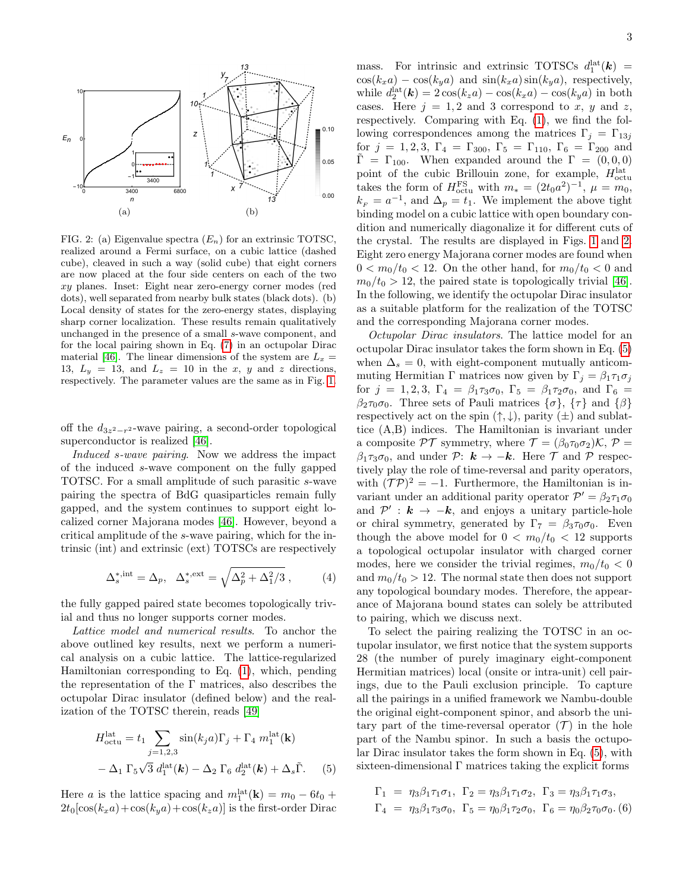FIG. 2: (a) Eigenvalue spectra ($E_n$) for an extrinsic TOTSC, realized around a Fermi surface, on a cubic lattice (dashed cube), cleaved in such a way (solid cube) that eight corners are now placed at the four side centers on each of the two $xy$ planes. Inset: Eight near zero-energy corner modes (red dots), well separated from nearby bulk states (black dots). (b) Local density of states for the zero-energy states, displaying sharp corner localization. These results remain qualitatively unchanged in the presence of a small $s$-wave component, and for the local pairing shown in Eq. (7) in an octupolar Dirac material [46]. The linear dimensions of the system are $L_x = 13$, $L_y = 13$, and $L_z = 10$ in the $x$, $y$ and $z$ directions, respectively. The parameter values are the same as in Fig. 1.

off the $d_{3z^2-r^2}$-wave pairing, a second-order topological superconductor is realized [46].

*Induced s-wave pairing.* Now we address the impact of the induced $s$-wave component on the fully gapped TOTSC. For a small amplitude of such parasitic $s$-wave pairing the spectra of BdG quasiparticles remain fully gapped, and the system continues to support eight localized corner Majorana modes [46]. However, beyond a critical amplitude of the $s$-wave pairing, which for the intrinsic (int) and extrinsic (ext) TOTSCs are respectively

$$\Delta_s^{*,\text{int}} = \Delta_p, \quad \Delta_s^{*,\text{ext}} = \sqrt{\Delta_p^2 + \Delta_1^2/3}\,, \tag{4}$$

the fully gapped paired state becomes topologically trivial and thus no longer supports corner modes.

*Lattice model and numerical results.* To anchor the above outlined key results, next we perform a numerical analysis on a cubic lattice. The lattice-regularized Hamiltonian corresponding to Eq. (1), which, pending the representation of the $\Gamma$ matrices, also describes the octupolar Dirac insulator (defined below) and the realization of the TOTSC therein, reads [49]

$$\begin{aligned} H_{\text{octu}}^{\text{lat}} &= t_1 \sum_{j=1,2,3} \sin(k_j a)\Gamma_j + \Gamma_4 \; m_1^{\text{lat}}(\mathbf{k}) \\ &- \Delta_1 \; \Gamma_5 \sqrt{3} \; d_1^{\text{lat}}(\boldsymbol{k}) - \Delta_2 \; \Gamma_6 \; d_2^{\text{lat}}(\boldsymbol{k}) + \Delta_s \tilde{\Gamma}. \end{aligned} \tag{5}$$

Here $a$ is the lattice spacing and $m_1^{\text{lat}}(\mathbf{k}) = m_0 - 6t_0 + 2t_0[\cos(k_x a) + \cos(k_y a) + \cos(k_z a)]$ is the first-order Dirac mass. For intrinsic and extrinsic TOTSCs $d_1^{\text{lat}}(\boldsymbol{k}) = \cos(k_x a) - \cos(k_y a)$ and $\sin(k_x a)\sin(k_y a)$, respectively, while $d_2^{\text{lat}}(\boldsymbol{k}) = 2\cos(k_z a) - \cos(k_x a) - \cos(k_y a)$ in both cases. Here $j = 1, 2$ and 3 correspond to $x$, $y$ and $z$, respectively. Comparing with Eq. (1), we find the following correspondences among the matrices $\Gamma_j = \Gamma_{13j}$ for $j = 1, 2, 3$, $\Gamma_4 = \Gamma_{300}$, $\Gamma_5 = \Gamma_{110}$, $\Gamma_6 = \Gamma_{200}$ and $\tilde{\Gamma} = \Gamma_{100}$. When expanded around the $\Gamma = (0, 0, 0)$ point of the cubic Brillouin zone, for example, $H_{\text{octu}}^{\text{lat}}$ takes the form of $H_{\text{octu}}^{\text{FS}}$ with $m_* = (2t_0 a^2)^{-1}$, $\mu = m_0$, $k_F = a^{-1}$, and $\Delta_p = t_1$. We implement the above tight binding model on a cubic lattice with open boundary condition and numerically diagonalize it for different cuts of the crystal. The results are displayed in Figs. 1 and 2. Eight zero energy Majorana corner modes are found when $0 < m_0/t_0 < 12$. On the other hand, for $m_0/t_0 < 0$ and $m_0/t_0 > 12$, the paired state is topologically trivial [46]. In the following, we identify the octupolar Dirac insulator as a suitable platform for the realization of the TOTSC and the corresponding Majorana corner modes.

*Octupolar Dirac insulators.* The lattice model for an octupolar Dirac insulator takes the form shown in Eq. (5) when $\Delta_s = 0$, with eight-component mutually anticommuting Hermitian $\Gamma$ matrices now given by $\Gamma_j = \beta_1\tau_1\sigma_j$ for $j = 1, 2, 3$, $\Gamma_4 = \beta_1\tau_3\sigma_0$, $\Gamma_5 = \beta_1\tau_2\sigma_0$, and $\Gamma_6 = \beta_2\tau_0\sigma_0$. Three sets of Pauli matrices $\{\sigma\}$, $\{\tau\}$ and $\{\beta\}$ respectively act on the spin $(\uparrow, \downarrow)$, parity $(\pm)$ and sublattice (A,B) indices. The Hamiltonian is invariant under a composite $\mathcal{PT}$ symmetry, where $\mathcal{T} = (\beta_0\tau_0\sigma_2)\mathcal{K}$, $\mathcal{P} = \beta_1\tau_3\sigma_0$, and under $\mathcal{P}$: $\boldsymbol{k} \to -\boldsymbol{k}$. Here $\mathcal{T}$ and $\mathcal{P}$ respectively play the role of time-reversal and parity operators, with $(\mathcal{TP})^2 = -1$. Furthermore, the Hamiltonian is invariant under an additional parity operator $\mathcal{P}' = \beta_2\tau_1\sigma_0$ and $\mathcal{P}'$ : $\boldsymbol{k} \to -\boldsymbol{k}$, and enjoys a unitary particle-hole or chiral symmetry, generated by $\Gamma_7 = \beta_3\tau_0\sigma_0$. Even though the above model for $0 < m_0/t_0 < 12$ supports a topological octupolar insulator with charged corner modes, here we consider the trivial regimes, $m_0/t_0 < 0$ and $m_0/t_0 > 12$. The normal state then does not support any topological boundary modes. Therefore, the appearance of Majorana bound states can solely be attributed to pairing, which we discuss next.

To select the pairing realizing the TOTSC in an octupolar insulator, we first notice that the system supports 28 (the number of purely imaginary eight-component Hermitian matrices) local (onsite or intra-unit) cell pairings, due to the Pauli exclusion principle. To capture all the pairings in a unified framework we Nambu-double the original eight-component spinor, and absorb the unitary part of the time-reversal operator ($\mathcal{T}$) in the hole part of the Nambu spinor. In such a basis the octupolar Dirac insulator takes the form shown in Eq. (5), with sixteen-dimensional $\Gamma$ matrices taking the explicit forms

$$\begin{aligned} \Gamma_1 &= \eta_3\beta_1\tau_1\sigma_1, \;\; \Gamma_2 = \eta_3\beta_1\tau_1\sigma_2, \;\; \Gamma_3 = \eta_3\beta_1\tau_1\sigma_3, \\ \Gamma_4 &= \eta_3\beta_1\tau_3\sigma_0, \;\; \Gamma_5 = \eta_0\beta_1\tau_2\sigma_0, \;\; \Gamma_6 = \eta_0\beta_2\tau_0\sigma_0. \end{aligned} \tag{6}$$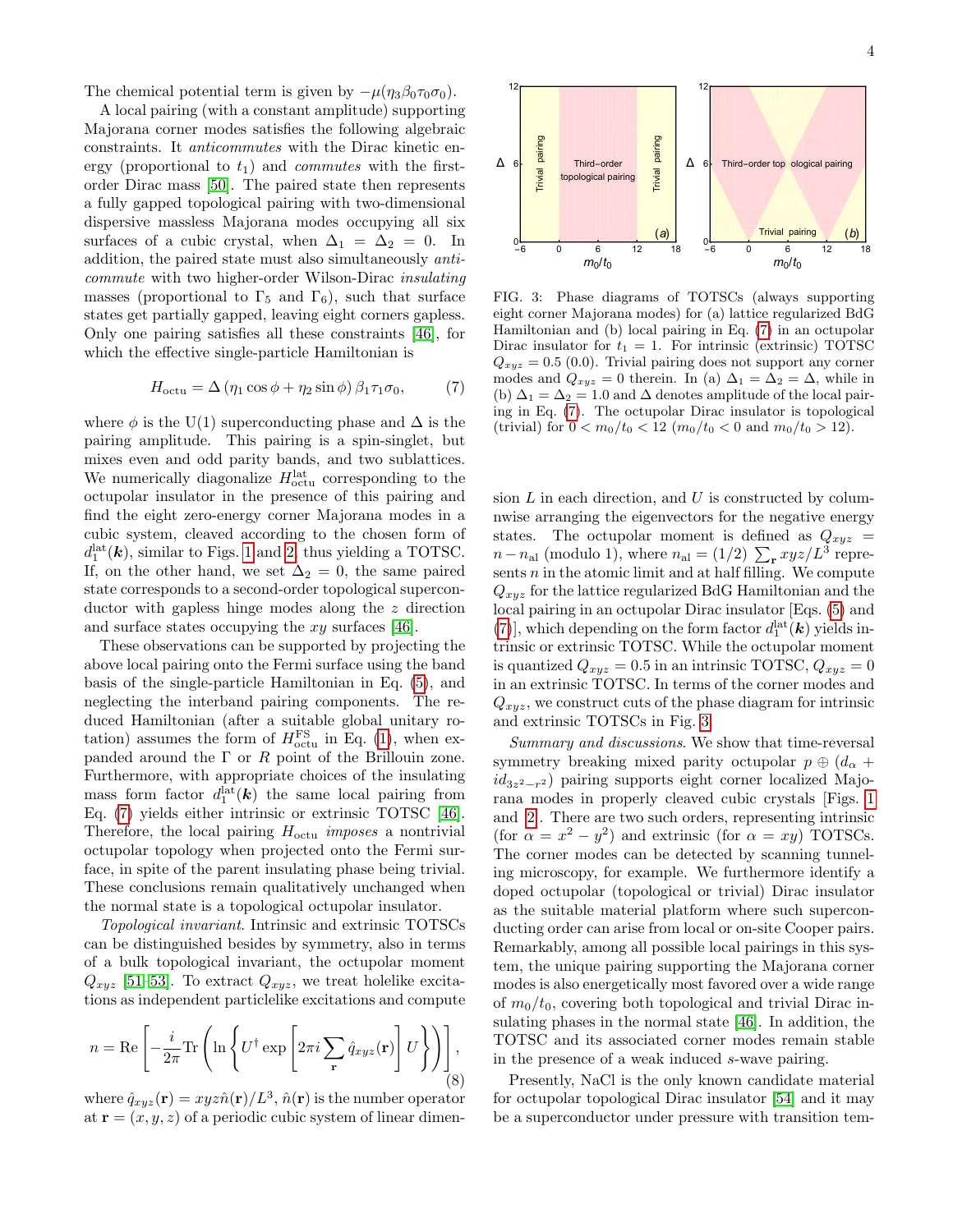The chemical potential term is given by $-\mu(\eta_3\beta_0\tau_0\sigma_0)$.

A local pairing (with a constant amplitude) supporting Majorana corner modes satisfies the following algebraic constraints. It *anticommutes* with the Dirac kinetic energy (proportional to $t_1$) and *commutes* with the first-order Dirac mass [50]. The paired state then represents a fully gapped topological pairing with two-dimensional dispersive massless Majorana modes occupying all six surfaces of a cubic crystal, when $\Delta_1 = \Delta_2 = 0$. In addition, the paired state must also simultaneously *anticommute* with two higher-order Wilson-Dirac *insulating* masses (proportional to $\Gamma_5$ and $\Gamma_6$), such that surface states get partially gapped, leaving eight corners gapless. Only one pairing satisfies all these constraints [46], for which the effective single-particle Hamiltonian is

$$H_{\rm octu} = \Delta\left(\eta_1\cos\phi + \eta_2\sin\phi\right)\beta_1\tau_1\sigma_0, \tag{7}$$

where $\phi$ is the U(1) superconducting phase and $\Delta$ is the pairing amplitude. This pairing is a spin-singlet, but mixes even and odd parity bands, and two sublattices. We numerically diagonalize $H^{\rm lat}_{\rm octu}$ corresponding to the octupolar insulator in the presence of this pairing and find the eight zero-energy corner Majorana modes in a cubic system, cleaved according to the chosen form of $d_1^{\rm lat}(\boldsymbol{k})$, similar to Figs. 1 and 2, thus yielding a TOTSC. If, on the other hand, we set $\Delta_2 = 0$, the same paired state corresponds to a second-order topological superconductor with gapless hinge modes along the $z$ direction and surface states occupying the $xy$ surfaces [46].

These observations can be supported by projecting the above local pairing onto the Fermi surface using the band basis of the single-particle Hamiltonian in Eq. (5), and neglecting the interband pairing components. The reduced Hamiltonian (after a suitable global unitary rotation) assumes the form of $H^{\rm FS}_{\rm octu}$ in Eq. (1), when expanded around the $\Gamma$ or $R$ point of the Brillouin zone. Furthermore, with appropriate choices of the insulating mass form factor $d_1^{\rm lat}(\boldsymbol{k})$ the same local pairing from Eq. (7) yields either intrinsic or extrinsic TOTSC [46]. Therefore, the local pairing $H_{\rm octu}$ *imposes* a nontrivial octupolar topology when projected onto the Fermi surface, in spite of the parent insulating phase being trivial. These conclusions remain qualitatively unchanged when the normal state is a topological octupolar insulator.

*Topological invariant.* Intrinsic and extrinsic TOTSCs can be distinguished besides by symmetry, also in terms of a bulk topological invariant, the octupolar moment $Q_{xyz}$ [51–53]. To extract $Q_{xyz}$, we treat holelike excitations as independent particlelike excitations and compute

$$n = {\rm Re}\left[-\frac{i}{2\pi}{\rm Tr}\left(\ln\left\{U^\dagger \exp\left[2\pi i\sum_{\mathbf{r}}\hat{q}_{xyz}(\mathbf{r})\right]U\right\}\right)\right], \tag{8}$$

where $\hat{q}_{xyz}(\mathbf{r}) = xyz\hat{n}(\mathbf{r})/L^3$, $\hat{n}(\mathbf{r})$ is the number operator at $\mathbf{r} = (x, y, z)$ of a periodic cubic system of linear dimension $L$ in each direction, and $U$ is constructed by columnwise arranging the eigenvectors for the negative energy states. The octupolar moment is defined as $Q_{xyz} = n - n_{\rm al}$ (modulo 1), where $n_{\rm al} = (1/2)\sum_{\mathbf{r}} xyz/L^3$ represents $n$ in the atomic limit and at half filling. We compute $Q_{xyz}$ for the lattice regularized BdG Hamiltonian and the local pairing in an octupolar Dirac insulator [Eqs. (5) and (7)], which depending on the form factor $d_1^{\rm lat}(\boldsymbol{k})$ yields intrinsic or extrinsic TOTSC. While the octupolar moment is quantized $Q_{xyz} = 0.5$ in an intrinsic TOTSC, $Q_{xyz} = 0$ in an extrinsic TOTSC. In terms of the corner modes and $Q_{xyz}$, we construct cuts of the phase diagram for intrinsic and extrinsic TOTSCs in Fig. 3.

FIG. 3: Phase diagrams of TOTSCs (always supporting eight corner Majorana modes) for (a) lattice regularized BdG Hamiltonian and (b) local pairing in Eq. (7) in an octupolar Dirac insulator for $t_1 = 1$. For intrinsic (extrinsic) TOTSC $Q_{xyz} = 0.5$ (0.0). Trivial pairing does not support any corner modes and $Q_{xyz} = 0$ therein. In (a) $\Delta_1 = \Delta_2 = \Delta$, while in (b) $\Delta_1 = \Delta_2 = 1.0$ and $\Delta$ denotes amplitude of the local pairing in Eq. (7). The octupolar Dirac insulator is topological (trivial) for $0 < m_0/t_0 < 12$ ($m_0/t_0 < 0$ and $m_0/t_0 > 12$).

*Summary and discussions.* We show that time-reversal symmetry breaking mixed parity octupolar $p \oplus (d_\alpha + id_{3z^2-r^2})$ pairing supports eight corner localized Majorana modes in properly cleaved cubic crystals [Figs. 1 and 2]. There are two such orders, representing intrinsic (for $\alpha = x^2 - y^2$) and extrinsic (for $\alpha = xy$) TOTSCs. The corner modes can be detected by scanning tunneling microscopy, for example. We furthermore identify a doped octupolar (topological or trivial) Dirac insulator as the suitable material platform where such superconducting order can arise from local or on-site Cooper pairs. Remarkably, among all possible local pairings in this system, the unique pairing supporting the Majorana corner modes is also energetically most favored over a wide range of $m_0/t_0$, covering both topological and trivial Dirac insulating phases in the normal state [46]. In addition, the TOTSC and its associated corner modes remain stable in the presence of a weak induced $s$-wave pairing.

Presently, NaCl is the only known candidate material for octupolar topological Dirac insulator [54] and it may be a superconductor under pressure with transition tem-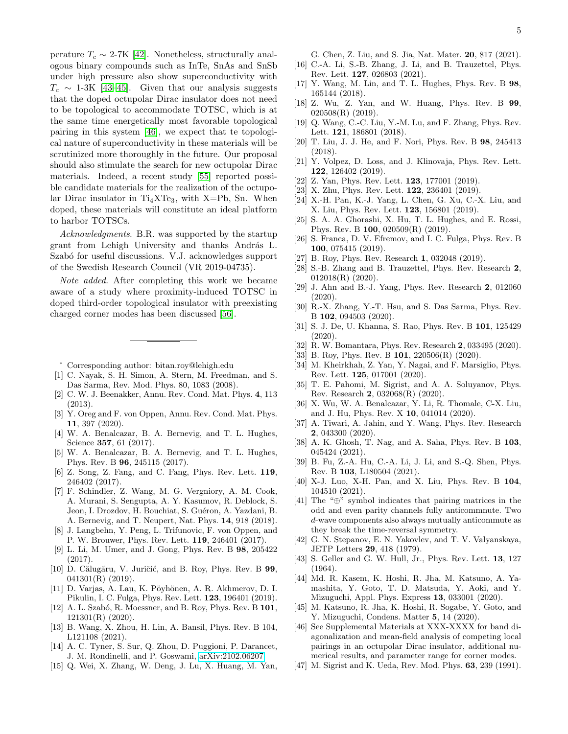perature $T_c \sim$ 2-7K [42]. Nonetheless, structurally analogous binary compounds such as InTe, SnAs and SnSb under high pressure also show superconductivity with $T_c \sim$ 1-3K [43–45]. Given that our analysis suggests that the doped octupolar Dirac insulator does not need to be topological to accommodate TOTSC, which is at the same time energetically most favorable topological pairing in this system [46], we expect that te topological nature of superconductivity in these materials will be scrutinized more thoroughly in the future. Our proposal should also stimulate the search for new octupolar Dirac materials. Indeed, a recent study [55] reported possible candidate materials for the realization of the octupolar Dirac insulator in $Ti_4XTe_3$, with X=Pb, Sn. When doped, these materials will constitute an ideal platform to harbor TOTSCs.

*Acknowledgments*. B.R. was supported by the startup grant from Lehigh University and thanks András L. Szabó for useful discussions. V.J. acknowledges support of the Swedish Research Council (VR 2019-04735).

*Note added*. After completing this work we became aware of a study where proximity-induced TOTSC in doped third-order topological insulator with preexisting charged corner modes has been discussed [56].

---

* Corresponding author: bitan.roy@lehigh.edu

[1] C. Nayak, S. H. Simon, A. Stern, M. Freedman, and S. Das Sarma, Rev. Mod. Phys. 80, 1083 (2008).

[2] C. W. J. Beenakker, Annu. Rev. Cond. Mat. Phys. **4**, 113 (2013).

[3] Y. Oreg and F. von Oppen, Annu. Rev. Cond. Mat. Phys. **11**, 397 (2020).

[4] W. A. Benalcazar, B. A. Bernevig, and T. L. Hughes, Science **357**, 61 (2017).

[5] W. A. Benalcazar, B. A. Bernevig, and T. L. Hughes, Phys. Rev. B **96**, 245115 (2017).

[6] Z. Song, Z. Fang, and C. Fang, Phys. Rev. Lett. **119**, 246402 (2017).

[7] F. Schindler, Z. Wang, M. G. Vergniory, A. M. Cook, A. Murani, S. Sengupta, A. Y. Kasumov, R. Deblock, S. Jeon, I. Drozdov, H. Bouchiat, S. Guéron, A. Yazdani, B. A. Bernevig, and T. Neupert, Nat. Phys. **14**, 918 (2018).

[8] J. Langbehn, Y. Peng, L. Trifunovic, F. von Oppen, and P. W. Brouwer, Phys. Rev. Lett. **119**, 246401 (2017).

[9] L. Li, M. Umer, and J. Gong, Phys. Rev. B **98**, 205422 (2017).

[10] D. Călugăru, V. Juričić, and B. Roy, Phys. Rev. B **99**, 041301(R) (2019).

[11] D. Varjas, A. Lau, K. Pöyhönen, A. R. Akhmerov, D. I. Pikulin, I. C. Fulga, Phys. Rev. Lett. **123**, 196401 (2019).

[12] A. L. Szabó, R. Moessner, and B. Roy, Phys. Rev. B **101**, 121301(R) (2020).

[13] B. Wang, X. Zhou, H. Lin, A. Bansil, Phys. Rev. B 104, L121108 (2021).

[14] A. C. Tyner, S. Sur, Q. Zhou, D. Puggioni, P. Darancet, J. M. Rondinelli, and P. Goswami, arXiv:2102.06207.

[15] Q. Wei, X. Zhang, W. Deng, J. Lu, X. Huang, M. Yan, G. Chen, Z. Liu, and S. Jia, Nat. Mater. **20**, 817 (2021).

[16] C.-A. Li, S.-B. Zhang, J. Li, and B. Trauzettel, Phys. Rev. Lett. **127**, 026803 (2021).

[17] Y. Wang, M. Lin, and T. L. Hughes, Phys. Rev. B **98**, 165144 (2018).

[18] Z. Wu, Z. Yan, and W. Huang, Phys. Rev. B **99**, 020508(R) (2019).

[19] Q. Wang, C.-C. Liu, Y.-M. Lu, and F. Zhang, Phys. Rev. Lett. **121**, 186801 (2018).

[20] T. Liu, J. J. He, and F. Nori, Phys. Rev. B **98**, 245413 (2018).

[21] Y. Volpez, D. Loss, and J. Klinovaja, Phys. Rev. Lett. **122**, 126402 (2019).

[22] Z. Yan, Phys. Rev. Lett. **123**, 177001 (2019).

[23] X. Zhu, Phys. Rev. Lett. **122**, 236401 (2019).

[24] X.-H. Pan, K.-J. Yang, L. Chen, G. Xu, C.-X. Liu, and X. Liu, Phys. Rev. Lett. **123**, 156801 (2019).

[25] S. A. A. Ghorashi, X. Hu, T. L. Hughes, and E. Rossi, Phys. Rev. B **100**, 020509(R) (2019).

[26] S. Franca, D. V. Efremov, and I. C. Fulga, Phys. Rev. B **100**, 075415 (2019).

[27] B. Roy, Phys. Rev. Research **1**, 032048 (2019).

[28] S.-B. Zhang and B. Trauzettel, Phys. Rev. Research **2**, 012018(R) (2020).

[29] J. Ahn and B.-J. Yang, Phys. Rev. Research **2**, 012060 (2020).

[30] R.-X. Zhang, Y.-T. Hsu, and S. Das Sarma, Phys. Rev. B **102**, 094503 (2020).

[31] S. J. De, U. Khanna, S. Rao, Phys. Rev. B **101**, 125429 (2020).

[32] R. W. Bomantara, Phys. Rev. Research **2**, 033495 (2020).

[33] B. Roy, Phys. Rev. B **101**, 220506(R) (2020).

[34] M. Kheirkhah, Z. Yan, Y. Nagai, and F. Marsiglio, Phys. Rev. Lett. **125**, 017001 (2020).

[35] T. E. Pahomi, M. Sigrist, and A. A. Soluyanov, Phys. Rev. Research **2**, 032068(R) (2020).

[36] X. Wu, W. A. Benalcazar, Y. Li, R. Thomale, C-X. Liu, and J. Hu, Phys. Rev. X **10**, 041014 (2020).

[37] A. Tiwari, A. Jahin, and Y. Wang, Phys. Rev. Research **2**, 043300 (2020).

[38] A. K. Ghosh, T. Nag, and A. Saha, Phys. Rev. B **103**, 045424 (2021).

[39] B. Fu, Z.-A. Hu, C.-A. Li, J. Li, and S.-Q. Shen, Phys. Rev. B **103**, L180504 (2021).

[40] X-J. Luo, X-H. Pan, and X. Liu, Phys. Rev. B **104**, 104510 (2021).

[41] The "$\oplus$" symbol indicates that pairing matrices in the odd and even parity channels fully anticommnute. Two $d$-wave components also always mutually anticommute as they break the time-reversal symmetry.

[42] G. N. Stepanov, E. N. Yakovlev, and T. V. Valyanskaya, JETP Letters **29**, 418 (1979).

[43] S. Geller and G. W. Hull, Jr., Phys. Rev. Lett. **13**, 127 (1964).

[44] Md. R. Kasem, K. Hoshi, R. Jha, M. Katsuno, A. Yamashita, Y. Goto, T. D. Matsuda, Y. Aoki, and Y. Mizuguchi, Appl. Phys. Express **13**, 033001 (2020).

[45] M. Katsuno, R. Jha, K. Hoshi, R. Sogabe, Y. Goto, and Y. Mizuguchi, Condens. Matter **5**, 14 (2020).

[46] See Supplemental Materials at XXX-XXXX for band diagonalization and mean-field analysis of competing local pairings in an octupolar Dirac insulator, additional numerical results, and parameter range for corner modes.

[47] M. Sigrist and K. Ueda, Rev. Mod. Phys. **63**, 239 (1991).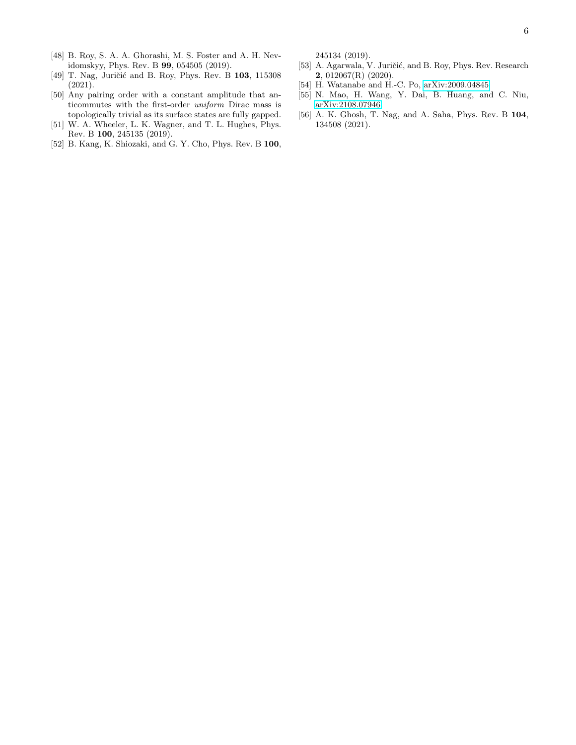[48] B. Roy, S. A. A. Ghorashi, M. S. Foster and A. H. Nevidomskyy, Phys. Rev. B **99**, 054505 (2019).

[49] T. Nag, Juričić and B. Roy, Phys. Rev. B **103**, 115308 (2021).

[50] Any pairing order with a constant amplitude that anticommutes with the first-order *uniform* Dirac mass is topologically trivial as its surface states are fully gapped.

[51] W. A. Wheeler, L. K. Wagner, and T. L. Hughes, Phys. Rev. B **100**, 245135 (2019).

[52] B. Kang, K. Shiozaki, and G. Y. Cho, Phys. Rev. B **100**, 245134 (2019).

[53] A. Agarwala, V. Juričić, and B. Roy, Phys. Rev. Research **2**, 012067(R) (2020).

[54] H. Watanabe and H.-C. Po, arXiv:2009.04845

[55] N. Mao, H. Wang, Y. Dai, B. Huang, and C. Niu, arXiv:2108.07946

[56] A. K. Ghosh, T. Nag, and A. Saha, Phys. Rev. B **104**, 134508 (2021).